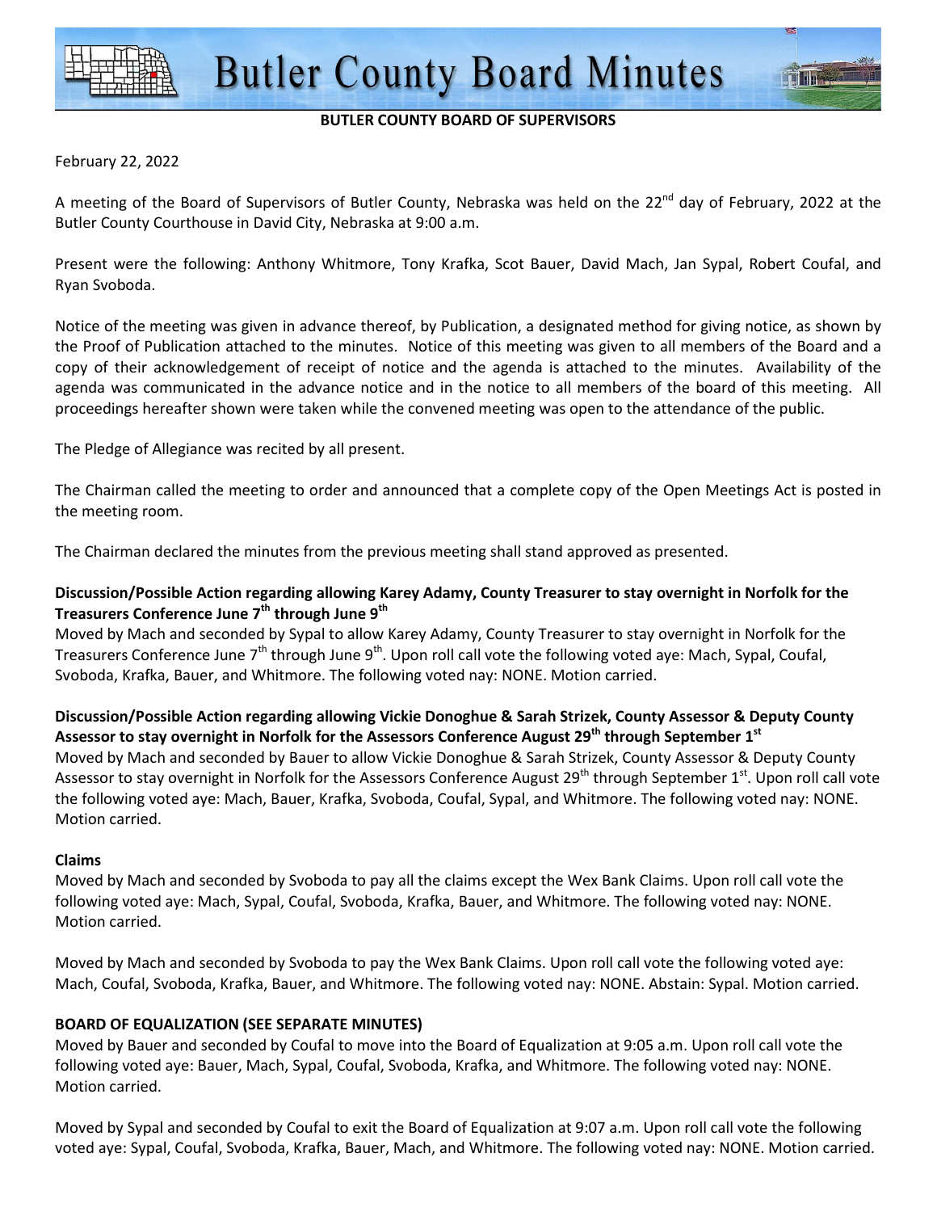# Butler County Board Minutes

**BUTLER COUNTY BOARD OF SUPERVISORS**

February 22, 2022

A meeting of the Board of Supervisors of Butler County, Nebraska was held on the 22nd day of February, 2022 at the Butler County Courthouse in David City, Nebraska at 9:00 a.m.

Present were the following: Anthony Whitmore, Tony Krafka, Scot Bauer, David Mach, Jan Sypal, Robert Coufal, and Ryan Svoboda.

Notice of the meeting was given in advance thereof, by Publication, a designated method for giving notice, as shown by the Proof of Publication attached to the minutes. Notice of this meeting was given to all members of the Board and a copy of their acknowledgement of receipt of notice and the agenda is attached to the minutes. Availability of the agenda was communicated in the advance notice and in the notice to all members of the board of this meeting. All proceedings hereafter shown were taken while the convened meeting was open to the attendance of the public.

The Pledge of Allegiance was recited by all present.

The Chairman called the meeting to order and announced that a complete copy of the Open Meetings Act is posted in the meeting room.

The Chairman declared the minutes from the previous meeting shall stand approved as presented.

**Discussion/Possible Action regarding allowing Karey Adamy, County Treasurer to stay overnight in Norfolk for the Treasurers Conference June 7th through June 9th**

Moved by Mach and seconded by Sypal to allow Karey Adamy, County Treasurer to stay overnight in Norfolk for the Treasurers Conference June 7th through June 9th. Upon roll call vote the following voted aye: Mach, Sypal, Coufal, Svoboda, Krafka, Bauer, and Whitmore. The following voted nay: NONE. Motion carried.

**Discussion/Possible Action regarding allowing Vickie Donoghue & Sarah Strizek, County Assessor & Deputy County Assessor to stay overnight in Norfolk for the Assessors Conference August 29th through September 1st**

Moved by Mach and seconded by Bauer to allow Vickie Donoghue & Sarah Strizek, County Assessor & Deputy County Assessor to stay overnight in Norfolk for the Assessors Conference August 29th through September 1st. Upon roll call vote the following voted aye: Mach, Bauer, Krafka, Svoboda, Coufal, Sypal, and Whitmore. The following voted nay: NONE. Motion carried.

**Claims**

Moved by Mach and seconded by Svoboda to pay all the claims except the Wex Bank Claims. Upon roll call vote the following voted aye: Mach, Sypal, Coufal, Svoboda, Krafka, Bauer, and Whitmore. The following voted nay: NONE. Motion carried.

Moved by Mach and seconded by Svoboda to pay the Wex Bank Claims. Upon roll call vote the following voted aye: Mach, Coufal, Svoboda, Krafka, Bauer, and Whitmore. The following voted nay: NONE. Abstain: Sypal. Motion carried.

**BOARD OF EQUALIZATION (SEE SEPARATE MINUTES)**

Moved by Bauer and seconded by Coufal to move into the Board of Equalization at 9:05 a.m. Upon roll call vote the following voted aye: Bauer, Mach, Sypal, Coufal, Svoboda, Krafka, and Whitmore. The following voted nay: NONE. Motion carried.

Moved by Sypal and seconded by Coufal to exit the Board of Equalization at 9:07 a.m. Upon roll call vote the following voted aye: Sypal, Coufal, Svoboda, Krafka, Bauer, Mach, and Whitmore. The following voted nay: NONE. Motion carried.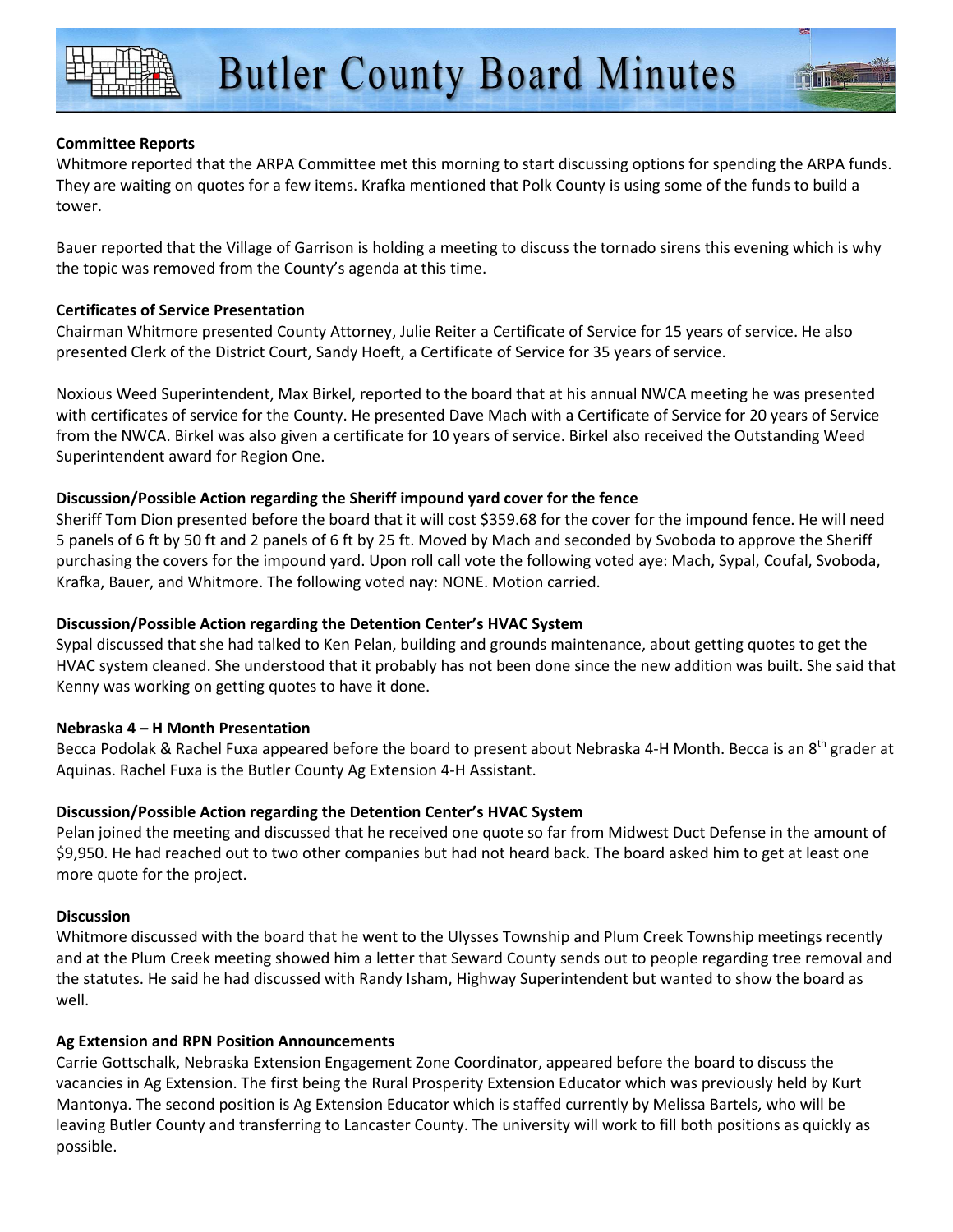**Committee Reports**

Whitmore reported that the ARPA Committee met this morning to start discussing options for spending the ARPA funds. They are waiting on quotes for a few items. Krafka mentioned that Polk County is using some of the funds to build a tower.

Bauer reported that the Village of Garrison is holding a meeting to discuss the tornado sirens this evening which is why the topic was removed from the County's agenda at this time.

**Certificates of Service Presentation**

Chairman Whitmore presented County Attorney, Julie Reiter a Certificate of Service for 15 years of service. He also presented Clerk of the District Court, Sandy Hoeft, a Certificate of Service for 35 years of service.

Noxious Weed Superintendent, Max Birkel, reported to the board that at his annual NWCA meeting he was presented with certificates of service for the County. He presented Dave Mach with a Certificate of Service for 20 years of Service from the NWCA. Birkel was also given a certificate for 10 years of service. Birkel also received the Outstanding Weed Superintendent award for Region One.

**Discussion/Possible Action regarding the Sheriff impound yard cover for the fence**

Sheriff Tom Dion presented before the board that it will cost $359.68 for the cover for the impound fence. He will need 5 panels of 6 ft by 50 ft and 2 panels of 6 ft by 25 ft. Moved by Mach and seconded by Svoboda to approve the Sheriff purchasing the covers for the impound yard. Upon roll call vote the following voted aye: Mach, Sypal, Coufal, Svoboda, Krafka, Bauer, and Whitmore. The following voted nay: NONE. Motion carried.

**Discussion/Possible Action regarding the Detention Center's HVAC System**

Sypal discussed that she had talked to Ken Pelan, building and grounds maintenance, about getting quotes to get the HVAC system cleaned. She understood that it probably has not been done since the new addition was built. She said that Kenny was working on getting quotes to have it done.

**Nebraska 4 – H Month Presentation**

Becca Podolak & Rachel Fuxa appeared before the board to present about Nebraska 4-H Month. Becca is an 8th grader at Aquinas. Rachel Fuxa is the Butler County Ag Extension 4-H Assistant.

**Discussion/Possible Action regarding the Detention Center's HVAC System**

Pelan joined the meeting and discussed that he received one quote so far from Midwest Duct Defense in the amount of $9,950. He had reached out to two other companies but had not heard back. The board asked him to get at least one more quote for the project.

**Discussion**

Whitmore discussed with the board that he went to the Ulysses Township and Plum Creek Township meetings recently and at the Plum Creek meeting showed him a letter that Seward County sends out to people regarding tree removal and the statutes. He said he had discussed with Randy Isham, Highway Superintendent but wanted to show the board as well.

**Ag Extension and RPN Position Announcements**

Carrie Gottschalk, Nebraska Extension Engagement Zone Coordinator, appeared before the board to discuss the vacancies in Ag Extension. The first being the Rural Prosperity Extension Educator which was previously held by Kurt Mantonya. The second position is Ag Extension Educator which is staffed currently by Melissa Bartels, who will be leaving Butler County and transferring to Lancaster County. The university will work to fill both positions as quickly as possible.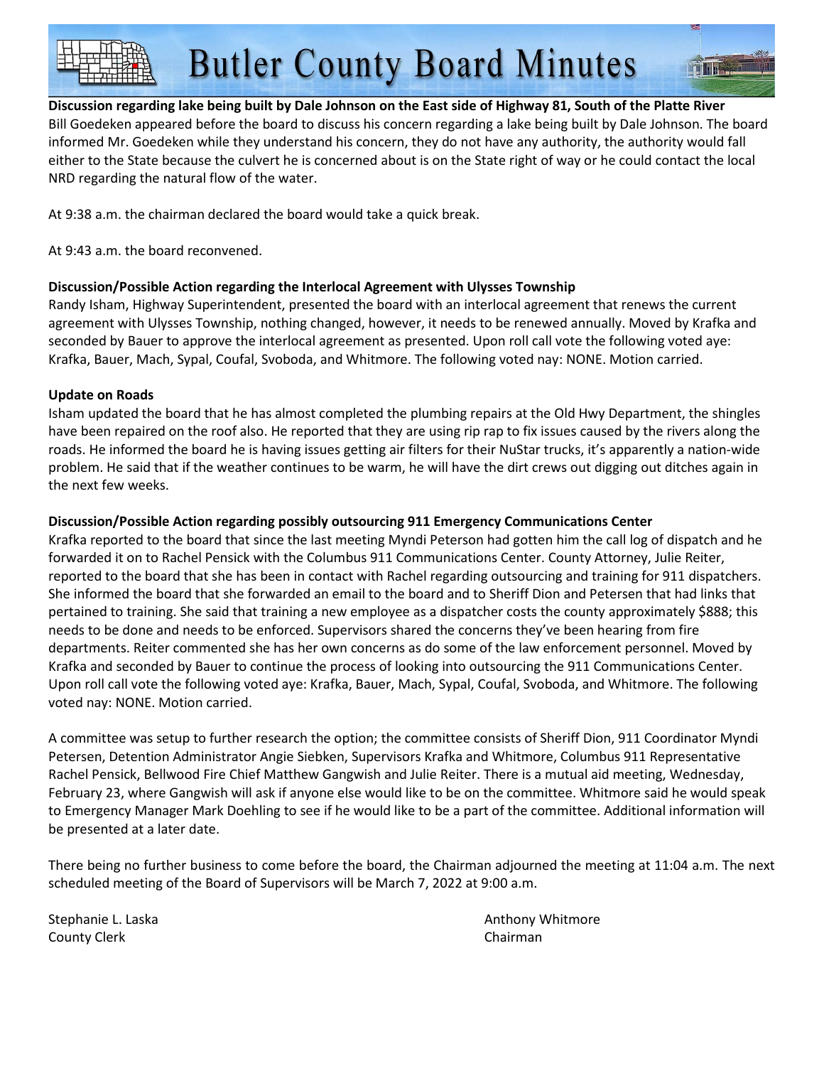**Discussion regarding lake being built by Dale Johnson on the East side of Highway 81, South of the Platte River**

Bill Goedeken appeared before the board to discuss his concern regarding a lake being built by Dale Johnson. The board informed Mr. Goedeken while they understand his concern, they do not have any authority, the authority would fall either to the State because the culvert he is concerned about is on the State right of way or he could contact the local NRD regarding the natural flow of the water.

At 9:38 a.m. the chairman declared the board would take a quick break.

At 9:43 a.m. the board reconvened.

**Discussion/Possible Action regarding the Interlocal Agreement with Ulysses Township**

Randy Isham, Highway Superintendent, presented the board with an interlocal agreement that renews the current agreement with Ulysses Township, nothing changed, however, it needs to be renewed annually. Moved by Krafka and seconded by Bauer to approve the interlocal agreement as presented. Upon roll call vote the following voted aye: Krafka, Bauer, Mach, Sypal, Coufal, Svoboda, and Whitmore. The following voted nay: NONE. Motion carried.

**Update on Roads**

Isham updated the board that he has almost completed the plumbing repairs at the Old Hwy Department, the shingles have been repaired on the roof also. He reported that they are using rip rap to fix issues caused by the rivers along the roads. He informed the board he is having issues getting air filters for their NuStar trucks, it's apparently a nation-wide problem. He said that if the weather continues to be warm, he will have the dirt crews out digging out ditches again in the next few weeks.

**Discussion/Possible Action regarding possibly outsourcing 911 Emergency Communications Center**

Krafka reported to the board that since the last meeting Myndi Peterson had gotten him the call log of dispatch and he forwarded it on to Rachel Pensick with the Columbus 911 Communications Center. County Attorney, Julie Reiter, reported to the board that she has been in contact with Rachel regarding outsourcing and training for 911 dispatchers. She informed the board that she forwarded an email to the board and to Sheriff Dion and Petersen that had links that pertained to training. She said that training a new employee as a dispatcher costs the county approximately $888; this needs to be done and needs to be enforced. Supervisors shared the concerns they've been hearing from fire departments. Reiter commented she has her own concerns as do some of the law enforcement personnel. Moved by Krafka and seconded by Bauer to continue the process of looking into outsourcing the 911 Communications Center. Upon roll call vote the following voted aye: Krafka, Bauer, Mach, Sypal, Coufal, Svoboda, and Whitmore. The following voted nay: NONE. Motion carried.

A committee was setup to further research the option; the committee consists of Sheriff Dion, 911 Coordinator Myndi Petersen, Detention Administrator Angie Siebken, Supervisors Krafka and Whitmore, Columbus 911 Representative Rachel Pensick, Bellwood Fire Chief Matthew Gangwish and Julie Reiter. There is a mutual aid meeting, Wednesday, February 23, where Gangwish will ask if anyone else would like to be on the committee. Whitmore said he would speak to Emergency Manager Mark Doehling to see if he would like to be a part of the committee. Additional information will be presented at a later date.

There being no further business to come before the board, the Chairman adjourned the meeting at 11:04 a.m. The next scheduled meeting of the Board of Supervisors will be March 7, 2022 at 9:00 a.m.

Stephanie L. Laska
County Clerk

Anthony Whitmore
Chairman